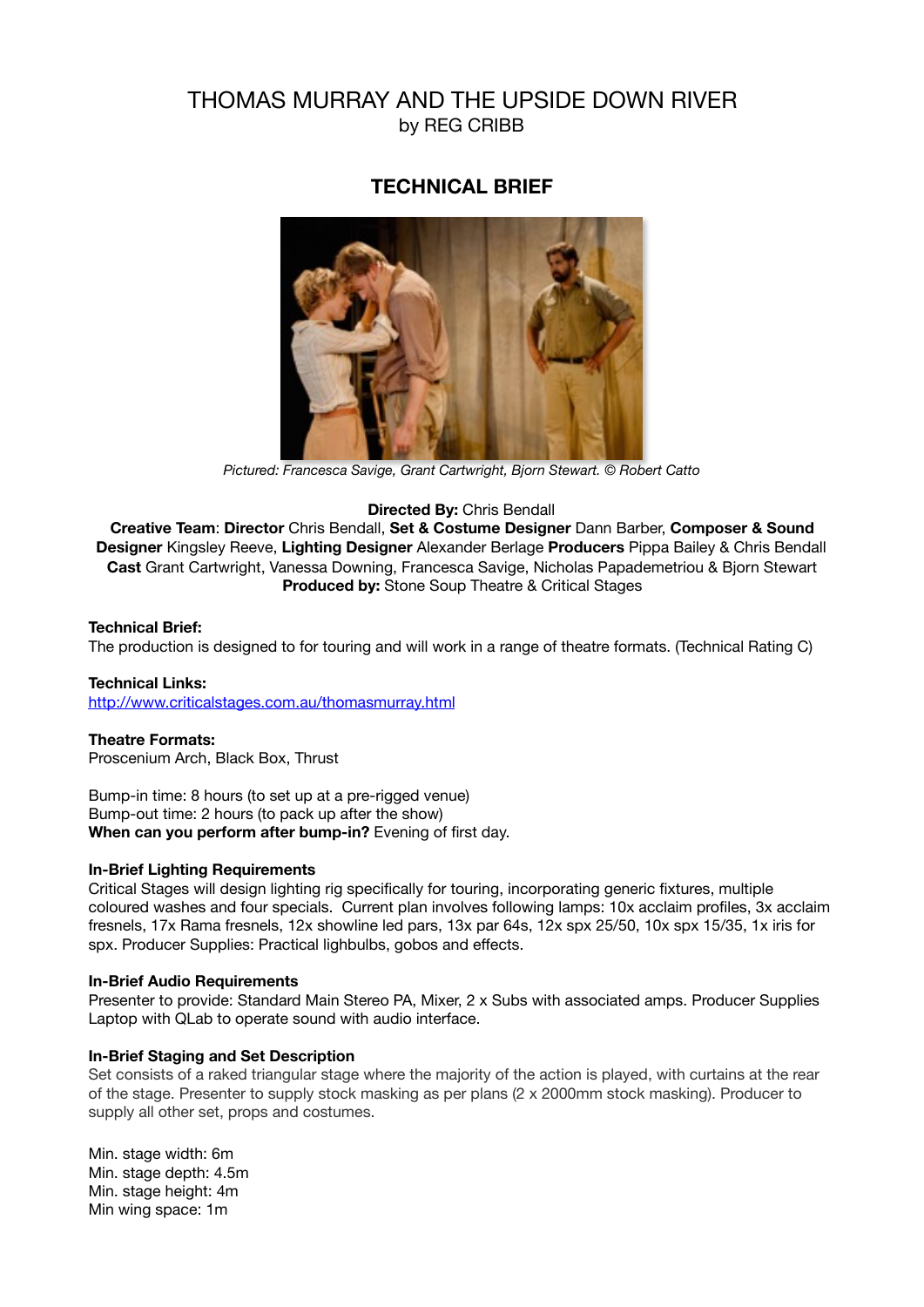# THOMAS MURRAY AND THE UPSIDE DOWN RIVER

by REG CRIBB

## TECHNICAL BRIEF

*Pictured: Francesca Savige, Grant Cartwright, Bjorn Stewart. © Robert Catto*

**Directed By:** Chris Bendall

**Creative Team**: **Director** Chris Bendall, **Set & Costume Designer** Dann Barber, **Composer & Sound Designer** Kingsley Reeve, **Lighting Designer** Alexander Berlage **Producers** Pippa Bailey & Chris Bendall **Cast** Grant Cartwright, Vanessa Downing, Francesca Savige, Nicholas Papademetriou & Bjorn Stewart

**Produced by:** Stone Soup Theatre & Critical Stages

**Technical Brief:**

The production is designed to for touring and will work in a range of theatre formats. (Technical Rating C)

**Technical Links:**

http://www.criticalstages.com.au/thomasmurray.html

**Theatre Formats:**

Proscenium Arch, Black Box, Thrust

Bump-in time: 8 hours (to set up at a pre-rigged venue)
Bump-out time: 2 hours (to pack up after the show)
**When can you perform after bump-in?** Evening of first day.

**In-Brief Lighting Requirements**

Critical Stages will design lighting rig specifically for touring, incorporating generic fixtures, multiple coloured washes and four specials. Current plan involves following lamps: 10x acclaim profiles, 3x acclaim fresnels, 17x Rama fresnels, 12x showline led pars, 13x par 64s, 12x spx 25/50, 10x spx 15/35, 1x iris for spx. Producer Supplies: Practical lighbulbs, gobos and effects.

**In-Brief Audio Requirements**

Presenter to provide: Standard Main Stereo PA, Mixer, 2 x Subs with associated amps. Producer Supplies Laptop with QLab to operate sound with audio interface.

**In-Brief Staging and Set Description**

Set consists of a raked triangular stage where the majority of the action is played, with curtains at the rear of the stage. Presenter to supply stock masking as per plans (2 x 2000mm stock masking). Producer to supply all other set, props and costumes.

Min. stage width: 6m
Min. stage depth: 4.5m
Min. stage height: 4m
Min wing space: 1m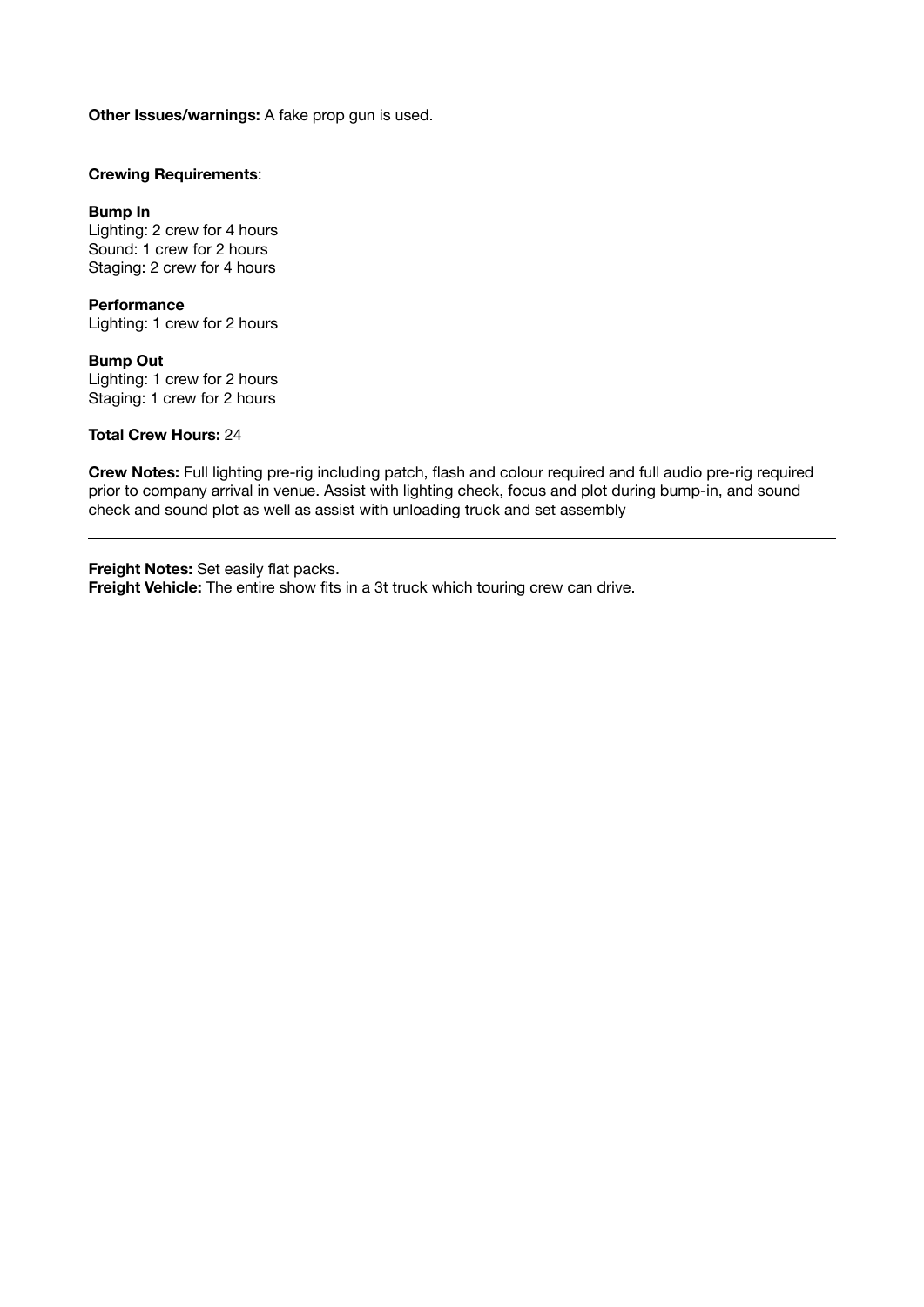**Other Issues/warnings:** A fake prop gun is used.

---

**Crewing Requirements**:

**Bump In**
Lighting: 2 crew for 4 hours
Sound: 1 crew for 2 hours
Staging: 2 crew for 4 hours

**Performance**
Lighting: 1 crew for 2 hours

**Bump Out**
Lighting: 1 crew for 2 hours
Staging: 1 crew for 2 hours

**Total Crew Hours:** 24

**Crew Notes:** Full lighting pre-rig including patch, flash and colour required and full audio pre-rig required prior to company arrival in venue. Assist with lighting check, focus and plot during bump-in, and sound check and sound plot as well as assist with unloading truck and set assembly

---

**Freight Notes:** Set easily flat packs.
**Freight Vehicle:** The entire show fits in a 3t truck which touring crew can drive.